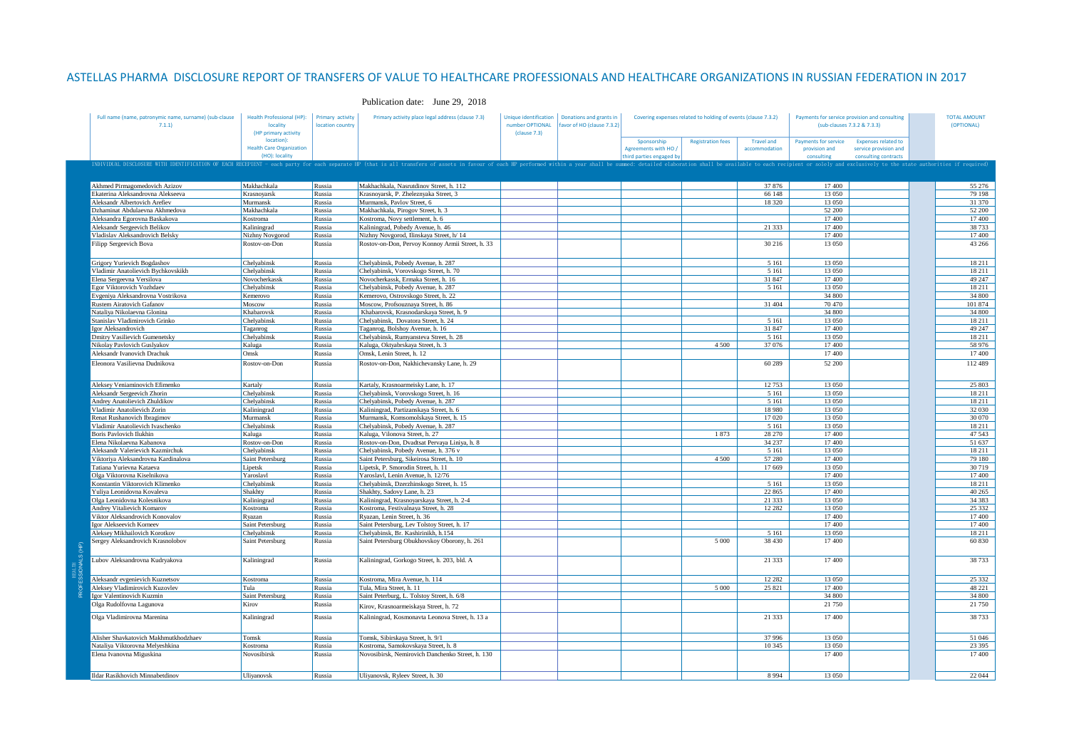# ASTELLAS PHARMA DISCLOSURE REPORT OF TRANSFERS OF VALUE TO HEALTHCARE PROFESSIONALS AND HEALTHCARE ORGANIZATIONS IN RUSSIAN FEDERATION IN 2017

Publication date: June 29, 2018

| Full name (name, patronymic name, surname) (sub-clause 7.1.1) | Health Professional (HP): locality (HP primary activity location): Health Care Organization (HO): locality | Primary activity location country | Primary activity place legal address (clause 7.3) | Unique identification number OPTIONAL (clause 7.3) | Donations and grants in favor of HO (clause 7.3.2) | Covering expenses related to holding of events (clause 7.3.2) | | | Payments for service provision and consulting (sub-clauses 7.3.2 & 7.3.3) | | TOTAL AMOUNT (OPTIONAL) |
|---|---|---|---|---|---|---|---|---|---|---|---|
| | | | | | | Sponsorship Agreements with HO / third parties engaged by | Registration fees | Travel and accommodation | Payments for service provision and consulting | Expenses related to service provision and consulting contracts | |
| INDIVIDUAL DISCLOSURE WITH IDENTIFICATION OF EACH RECIPIENT - each party for each separate HP (that is all transfers of assets in favour of each HP performed within a year shall be summed: detailed elaboration shall be available to each recipient or solely and exclusively to the state authorities if required) | | | | | | | | | | | |
| Akhmed Pirmagomedovich Azizov | Makhachkala | Russia | Makhachkala, Nasrutdinov Street, h. 112 | | | | | 37 876 | 17 400 | | 55 276 |
| Ekaterina Aleksandrovna Alekseeva | Krasnoyarsk | Russia | Krasnoyarsk, P. Zheleznyaka Street, 3 | | | | | 66 148 | 13 050 | | 79 198 |
| Aleksandr Albertovich Arefiev | Murmansk | Russia | Murmansk, Pavlov Street, 6 | | | | | 18 320 | 13 050 | | 31 370 |
| Dzhaminat Abdulaevna Akhmedova | Makhachkala | Russia | Makhachkala, Pirogov Street, h. 3 | | | | | | 52 200 | | 52 200 |
| Aleksandra Egorovna Baskakova | Kostroma | Russia | Kostroma, Novy settlement, h. 6 | | | | | | 17 400 | | 17 400 |
| Aleksandr Sergeevich Belikov | Kaliningrad | Russia | Kaliningrad, Pobedy Avenue, h. 46 | | | | | 21 333 | 17 400 | | 38 733 |
| Vladislav Aleksandrovich Belsky | Nizhny Novgorod | Russia | Nizhny Novgorod, Ilinskaya Street, h/ 14 | | | | | | 17 400 | | 17 400 |
| Filipp Sergeevich Bova | Rostov-on-Don | Russia | Rostov-on-Don, Pervoy Konnoy Armii Street, h. 33 | | | | | 30 216 | 13 050 | | 43 266 |
| Grigory Yurievich Bogdashov | Chelyabinsk | Russia | Chelyabinsk, Pobedy Avenue, h. 287 | | | | | 5 161 | 13 050 | | 18 211 |
| Vladimir Anatolievich Bychkovskikh | Chelyabinsk | Russia | Chelyabinsk, Vorovskogo Street, h. 70 | | | | | 5 161 | 13 050 | | 18 211 |
| Elena Sergeevna Versilova | Novocherkassk | Russia | Novocherkassk, Ermaka Street, h. 16 | | | | | 31 847 | 17 400 | | 49 247 |
| Egor Viktorovich Vozhdaev | Chelyabinsk | Russia | Chelyabinsk, Pobedy Avenue, h. 287 | | | | | 5 161 | 13 050 | | 18 211 |
| Evgeniya Aleksandrovna Vostrikova | Kemerovo | Russia | Kemerovo, Ostrovskogo Street, h. 22 | | | | | | 34 800 | | 34 800 |
| Rustem Airatovich Gafanov | Moscow | Russia | Moscow, Profsouznaya Street, h. 86 | | | | | 31 404 | 70 470 | | 101 874 |
| Nataliya Nikolaevna Glonina | Khabarovsk | Russia | Khabarovsk, Krasnodarskaya Street, h. 9 | | | | | | 34 800 | | 34 800 |
| Stanislav Vladimirovich Grinko | Chelyabinsk | Russia | Chelyabinsk, Dovatora Street, h. 24 | | | | | 5 161 | 13 050 | | 18 211 |
| Igor Aleksandrovich | Taganrog | Russia | Taganrog, Bolshoy Avenue, h. 16 | | | | | 31 847 | 17 400 | | 49 247 |
| Dmitry Vasilievich Gumenetsky | Chelyabinsk | Russia | Chelyabinsk, Rumyantseva Street, h. 28 | | | | | 5 161 | 13 050 | | 18 211 |
| Nikolay Pavlovich Guslyakov | Kaluga | Russia | Kaluga, Oktyabrskaya Street, h. 3 | | | | 4 500 | 37 076 | 17 400 | | 58 976 |
| Aleksandr Ivanovich Drachuk | Omsk | Russia | Omsk, Lenin Street, h. 12 | | | | | | 17 400 | | 17 400 |
| Eleonora Vasilievna Dudnikova | Rostov-on-Don | Russia | Rostov-on-Don, Nakhichevansky Lane, h. 29 | | | | | 60 289 | 52 200 | | 112 489 |
| Aleksey Veniaminovich Efimenko | Kartaly | Russia | Kartaly, Krasnoarmeisky Lane, h. 17 | | | | | 12 753 | 13 050 | | 25 803 |
| Aleksandr Sergeevich Zhorin | Chelyabinsk | Russia | Chelyabinsk, Vorovskogo Street, h. 16 | | | | | 5 161 | 13 050 | | 18 211 |
| Andrey Anatolievich Zhuldikov | Chelyabinsk | Russia | Chelyabinsk, Pobedy Avenue, h. 287 | | | | | 5 161 | 13 050 | | 18 211 |
| Vladimir Anatolievich Zorin | Kaliningrad | Russia | Kaliningrad, Partizanskaya Street, h. 6 | | | | | 18 980 | 13 050 | | 32 030 |
| Renat Rushanovich Ibragimov | Murmansk | Russia | Murmansk, Komsomolskaya Street, h. 15 | | | | | 17 020 | 13 050 | | 30 070 |
| Vladimir Anatolievich Ivaschenko | Chelyabinsk | Russia | Chelyabinsk, Pobedy Avenue, h. 287 | | | | | 5 161 | 13 050 | | 18 211 |
| Boris Pavlovich Ilukhin | Kaluga | Russia | Kaluga, Vilonova Street, h. 27 | | | | 1 873 | 28 270 | 17 400 | | 47 543 |
| Elena Nikolaevna Kabanova | Rostov-on-Don | Russia | Rostov-on-Don, Dvadtsat Pervaya Liniya, h. 8 | | | | | 34 237 | 17 400 | | 51 637 |
| Aleksandr Valerievich Kazmirchuk | Chelyabinsk | Russia | Chelyabinsk, Pobedy Avenue, h. 376 v | | | | | 5 161 | 13 050 | | 18 211 |
| Viktoriya Aleksandrovna Kardinalova | Saint Petersburg | Russia | Saint Petersburg, Sikeirosa Street, h. 10 | | | | 4 500 | 57 280 | 17 400 | | 79 180 |
| Tatiana Yurievna Kataeva | Lipetsk | Russia | Lipetsk, P. Smorodin Street, h. 11 | | | | | 17 669 | 13 050 | | 30 719 |
| Olga Viktorovna Kiselnikova | Yaroslavl | Russia | Yaroslavl, Lenin Avenue, h. 12/76 | | | | | | 17 400 | | 17 400 |
| Konstantin Viktorovich Klimenko | Chelyabinsk | Russia | Chelyabinsk, Dzerzhinskogo Street, h. 15 | | | | | 5 161 | 13 050 | | 18 211 |
| Yuliya Leonidovna Kovaleva | Shakhty | Russia | Shakhty, Sadovy Lane, h. 23 | | | | | 22 865 | 17 400 | | 40 265 |
| Olga Leonidovna Kolesnikova | Kaliningrad | Russia | Kaliningrad, Krasnoyarskaya Street, h. 2-4 | | | | | 21 333 | 13 050 | | 34 383 |
| Andrey Vitalievich Komarov | Kostroma | Russia | Kostroma, Festivalnaya Street, h. 28 | | | | | 12 282 | 13 050 | | 25 332 |
| Viktor Aleksandrovich Konovalov | Ryazan | Russia | Ryazan, Lenin Street, h. 36 | | | | | | 17 400 | | 17 400 |
| Igor Alekseevich Korneev | Saint Petersburg | Russia | Saint Petersburg, Lev Tolstoy Street, h. 17 | | | | | | 17 400 | | 17 400 |
| Aleksey Mikhailovich Korotkov | Chelyabinsk | Russia | Chelyabinsk, Br. Kashirinikh, h.154 | | | | | 5 161 | 13 050 | | 18 211 |
| Sergey Aleksandrovich Krasnolobov | Saint Petersburg | Russia | Saint Petersburg Obukhovskoy Oborony, h. 261 | | | | 5 000 | 38 430 | 17 400 | | 60 830 |
| Lubov Aleksandrovna Kudryakova | Kaliningrad | Russia | Kaliningrad, Gorkogo Street, h. 203, bld. A | | | | | 21 333 | 17 400 | | 38 733 |
| Aleksandr evgenievich Kuznetsov | Kostroma | Russia | Kostroma, Mira Avenue, h. 114 | | | | | 12 282 | 13 050 | | 25 332 |
| Aleksey Vladimirovich Kuzovlev | Tula | Russia | Tula, Mira Street, h. 11 | | | | 5 000 | 25 821 | 17 400 | | 48 221 |
| Igor Valentinovich Kuzmin | Saint Petersburg | Russia | Saint Peterburg, L. Tolstoy Street, h. 6/8 | | | | | | 34 800 | | 34 800 |
| Olga Rudolfovna Lagunova | Kirov | Russia | Kirov, Krasnoarmeiskaya Street, h. 72 | | | | | | 21 750 | | 21 750 |
| Olga Vladimirovna Marenina | Kaliningrad | Russia | Kaliningrad, Kosmonavta Leonova Street, h. 13 a | | | | | 21 333 | 17 400 | | 38 733 |
| Alisher Shavkatovich Makhmutkhodzhaev | Tomsk | Russia | Tomsk, Sibirskaya Street, h. 9/1 | | | | | 37 996 | 13 050 | | 51 046 |
| Nataliya Viktorovna Melyeshkina | Kostroma | Russia | Kostroma, Samokovskaya Street, h. 8 | | | | | 10 345 | 13 050 | | 23 395 |
| Elena Ivanovna Miguskina | Novosibirsk | Russia | Novosibirsk, Nemirovich Danchenko Street, h. 130 | | | | | | 17 400 | | 17 400 |
| Ildar Rasikhovich Minnabetdinov | Uliyanovsk | Russia | Uliyanovsk, Ryleev Street, h. 30 | | | | | 8 994 | 13 050 | | 22 044 |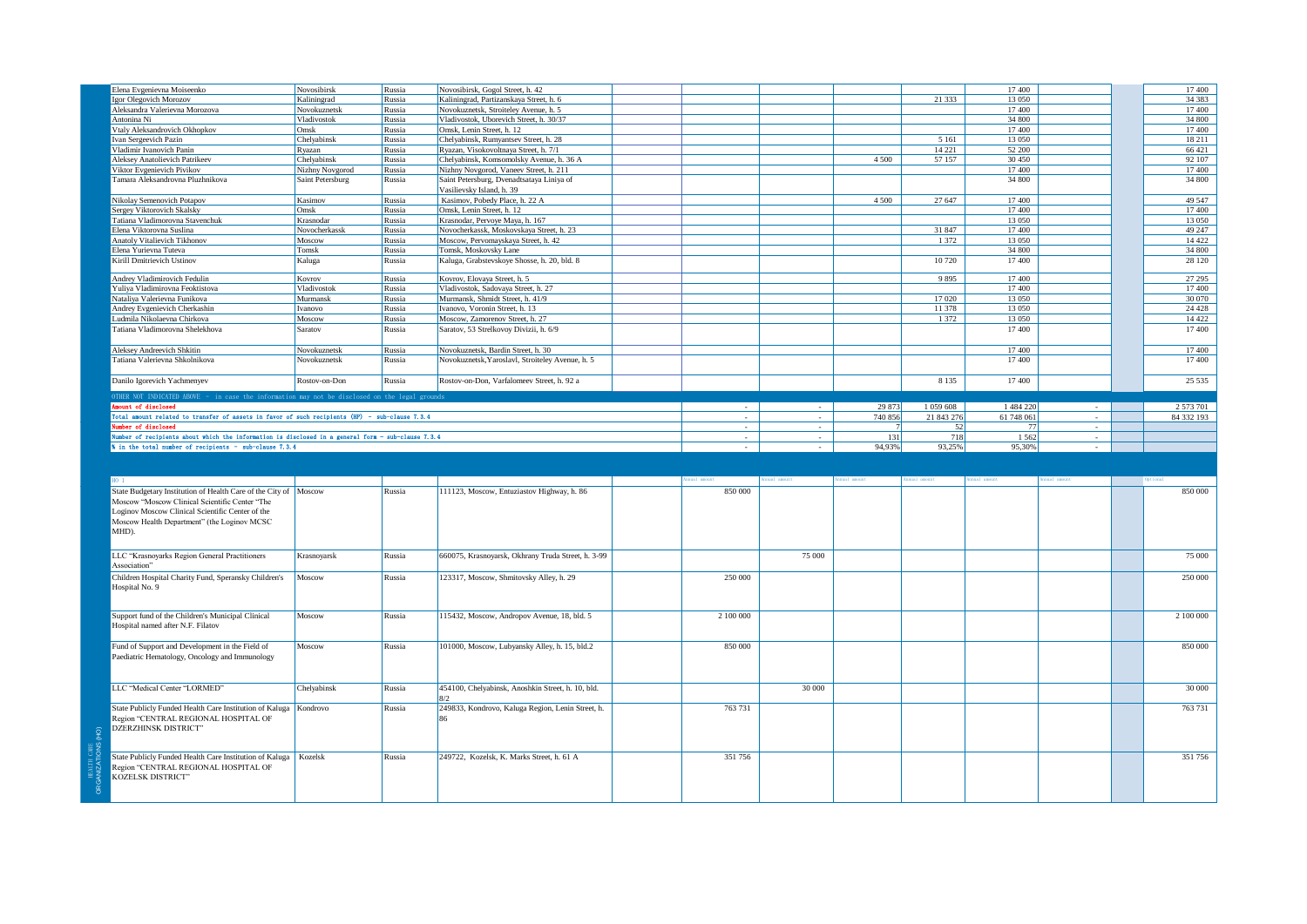| | | | | | | | | | | | | |
|---|---|---|---|---|---|---|---|---|---|---|---|---|
| Elena Evgenievna Moiseenko | Novosibirsk | Russia | Novosibirsk, Gogol Street, h. 42 | | | | | | 17 400 | | | 17 400 |
| Igor Olegovich Morozov | Kaliningrad | Russia | Kaliningrad, Partizanskaya Street, h. 6 | | | | | 21 333 | 13 050 | | | 34 383 |
| Aleksandra Valerievna Morozova | Novokuznetsk | Russia | Novokuznetsk, Stroiteley Avenue, h. 5 | | | | | | 17 400 | | | 17 400 |
| Antonina Ni | Vladivostok | Russia | Vladivostok, Uborevich Street, h. 30/37 | | | | | | 34 800 | | | 34 800 |
| Vtaly Aleksandrovich Okhopkov | Omsk | Russia | Omsk, Lenin Street, h. 12 | | | | | | 17 400 | | | 17 400 |
| Ivan Sergeevich Pazin | Chelyabinsk | Russia | Chelyabinsk, Rumyantsev Street, h. 28 | | | | | 5 161 | 13 050 | | | 18 211 |
| Vladimir Ivanovich Panin | Ryazan | Russia | Ryazan, Visokovoltnaya Street, h. 7/1 | | | | | 14 221 | 52 200 | | | 66 421 |
| Aleksey Anatolievich Patrikeev | Chelyabinsk | Russia | Chelyabinsk, Komsomolsky Avenue, h. 36 A | | | | 4 500 | 57 157 | 30 450 | | | 92 107 |
| Viktor Evgenievich Pivkov | Nizhny Novgorod | Russia | Nizhny Novgorod, Vaneev Street, h. 211 | | | | | | 17 400 | | | 17 400 |
| Tamara Aleksandrovna Pluzhnikova | Saint Petersburg | Russia | Saint Petersburg, Dvenadtsataya Liniya of Vasilievsky Island, h. 39 | | | | | | 34 800 | | | 34 800 |
| Nikolay Semenovich Potapov | Kasimov | Russia | Kasimov, Pobedy Place, h. 22 A | | | | 4 500 | 27 647 | 17 400 | | | 49 547 |
| Sergey Viktorovich Skalsky | Omsk | Russia | Omsk, Lenin Street, h. 12 | | | | | | 17 400 | | | 17 400 |
| Tatiana Vladimorovna Stavenchuk | Krasnodar | Russia | Krasnodar, Pervoye Maya, h. 167 | | | | | | 13 050 | | | 13 050 |
| Elena Viktorovna Suslina | Novocherkassk | Russia | Novocherkassk, Moskovskaya Street, h. 23 | | | | | 31 847 | 17 400 | | | 49 247 |
| Anatoly Vitalievich Tikhonov | Moscow | Russia | Moscow, Pervomayskaya Street, h. 42 | | | | | 1 372 | 13 050 | | | 14 422 |
| Elena Yurievna Tuteva | Tomsk | Russia | Tomsk, Moskovsky Lane | | | | | | 34 800 | | | 34 800 |
| Kirill Dmitrievich Ustinov | Kaluga | Russia | Kaluga, Grabstevskoye Shosse, h. 20, bld. 8 | | | | | 10 720 | 17 400 | | | 28 120 |
| Andrey Vladimirovich Fedulin | Kovrov | Russia | Kovrov, Elovaya Street, h. 5 | | | | | 9 895 | 17 400 | | | 27 295 |
| Yuliya Vladimirovna Feoktistova | Vladivostok | Russia | Vladivostok, Sadovaya Street, h. 27 | | | | | | 17 400 | | | 17 400 |
| Nataliya Valerievna Funikova | Murmansk | Russia | Murmansk, Shmidt Street, h. 41/9 | | | | | 17 020 | 13 050 | | | 30 070 |
| Andrey Evgenievich Cherkashin | Ivanovo | Russia | Ivanovo, Voronin Street, h. 13 | | | | | 11 378 | 13 050 | | | 24 428 |
| Ludmila Nikolaevna Chirkova | Moscow | Russia | Moscow, Zamorenov Street, h. 27 | | | | | 1 372 | 13 050 | | | 14 422 |
| Tatiana Vladimorovna Shelekhova | Saratov | Russia | Saratov, 53 Strelkovoy Divizii, h. 6/9 | | | | | | 17 400 | | | 17 400 |
| Aleksey Andreevich Shkitin | Novokuznetsk | Russia | Novokuznetsk, Bardin Street, h. 30 | | | | | | 17 400 | | | 17 400 |
| Tatiana Valerievna Shkolnikova | Novokuznetsk | Russia | Novokuznetsk,Yaroslavl, Stroiteley Avenue, h. 5 | | | | | | 17 400 | | | 17 400 |
| Danilo Igorevich Yachmenyev | Rostov-on-Don | Russia | Rostov-on-Don, Varfalomeev Street, h. 92 a | | | | | 8 135 | 17 400 | | | 25 535 |
| OTHER NOT INDICATED ABOVE - in case the information may not be disclosed on the legal grounds | | | | | | | | | | | | |
| Amount of disclosed | | | | | - | - | 29 873 | 1 059 608 | 1 484 220 | - | | 2 573 701 |
| Total amount related to transfer of assets in favor of such recipients (HP) - sub-clause 7.3.4 | | | | | - | - | 740 856 | 21 843 276 | 61 748 061 | - | | 84 332 193 |
| Number of disclosed | | | | | - | - | 7 | 52 | 77 | - | | |
| Number of recipients about which the information is disclosed in a general form – sub-clause 7.3.4 | | | | | - | - | 131 | 718 | 1 562 | - | | |
| % in the total number of recipients - sub-clause 7.3.4 | | | | | - | - | 94,93% | 93,25% | 95,30% | - | | |

HEALTH CARE ORGANIZATIONS (HO)

| HO 1 | | | | | Annual amount | Annual amount | Annual amount | Annual amount | Annual amount | Annual amount | | Optional |
|---|---|---|---|---|---|---|---|---|---|---|---|---|
| State Budgetary Institution of Health Care of the City of Moscow "Moscow Clinical Scientific Center "The Loginov Moscow Clinical Scientific Center of the Moscow Health Department" (the Loginov MCSC MHD). | Moscow | Russia | 111123, Moscow, Entuziastov Highway, h. 86 | | 850 000 | | | | | | | 850 000 |
| LLC "Krasnoyarks Region General Practitioners Association" | Krasnoyarsk | Russia | 660075, Krasnoyarsk, Okhrany Truda Street, h. 3-99 | | | 75 000 | | | | | | 75 000 |
| Children Hospital Charity Fund, Speransky Children's Hospital No. 9 | Moscow | Russia | 123317, Moscow, Shmitovsky Alley, h. 29 | | 250 000 | | | | | | | 250 000 |
| Support fund of the Children's Municipal Clinical Hospital named after N.F. Filatov | Moscow | Russia | 115432, Moscow, Andropov Avenue, 18, bld. 5 | | 2 100 000 | | | | | | | 2 100 000 |
| Fund of Support and Development in the Field of Paediatric Hematology, Oncology and Immunology | Moscow | Russia | 101000, Moscow, Lubyansky Alley, h. 15, bld.2 | | 850 000 | | | | | | | 850 000 |
| LLC "Medical Center "LORMED" | Chelyabinsk | Russia | 454100, Chelyabinsk, Anoshkin Street, h. 10, bld. 8/2 | | | 30 000 | | | | | | 30 000 |
| State Publicly Funded Health Care Institution of Kaluga Region "CENTRAL REGIONAL HOSPITAL OF DZERZHINSK DISTRICT" | Kondrovo | Russia | 249833, Kondrovo, Kaluga Region, Lenin Street, h. 86 | | 763 731 | | | | | | | 763 731 |
| State Publicly Funded Health Care Institution of Kaluga Region "CENTRAL REGIONAL HOSPITAL OF KOZELSK DISTRICT" | Kozelsk | Russia | 249722, Kozelsk, K. Marks Street, h. 61 A | | 351 756 | | | | | | | 351 756 |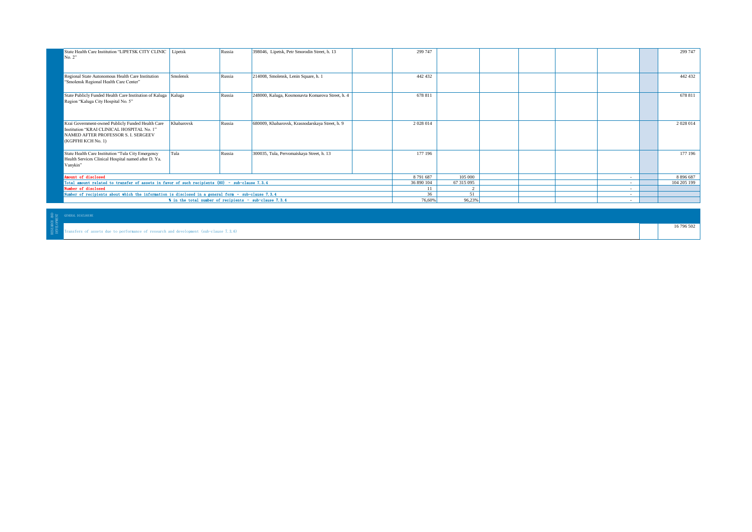| | | | | | | | | | | | | |
|---|---|---|---|---|---|---|---|---|---|---|---|---|
| State Health Care Institution "LIPETSK CITY CLINIC No. 2" | Lipetsk | Russia | 398046, Lipetsk, Petr Smorodin Street, h. 13 | | 299 747 | | | | | | | 299 747 |
| Regional State Autonomous Health Care Institution "Smolensk Regional Health Care Center" | Smolensk | Russia | 214008, Smolensk, Lenin Square, h. 1 | | 442 432 | | | | | | | 442 432 |
| State Publicly Funded Health Care Institution of Kaluga Region "Kaluga City Hospital No. 5" | Kaluga | Russia | 248000, Kaluga, Kosmonavta Komarova Street, h. 4 | | 678 811 | | | | | | | 678 811 |
| Krai Government-owned Publicly Funded Health Care Institution "KRAI CLINICAL HOSPITAL No. 1" NAMED AFTER PROFESSOR S. I. SERGEEV (KGPFHI KCH No. 1) | Khabarovsk | Russia | 680009, Khabarovsk, Krasnodarskaya Street, h. 9 | | 2 028 014 | | | | | | | 2 028 014 |
| State Health Care Institution "Tula City Emergency Health Services Clinical Hospital named after D. Ya. Vanykin" | Tula | Russia | 300035, Tula, Pervomaiskaya Street, h. 13 | | 177 196 | | | | | | | 177 196 |
| Amount of disclosed | | | | | 8 791 687 | 105 000 | | | | - | | 8 896 687 |
| Total amount related to transfer of assets in favor of such recipients (HO) - sub-clause 7.3.4 | | | | | 36 890 104 | 67 315 095 | | | | - | | 104 205 199 |
| Number of disclosed | | | | | 11 | 2 | | | | - | | |
| Number of recipients about which the information is disclosed in a general form - sub-clause 7.3.4 | | | | | 36 | 51 | | | | - | | |
| % in the total number of recipients - sub-clause 7.3.4 | | | | | 76,60% | 96,23% | | | | - | | |

RESEARCH AND DEVELOPMENT

GENERAL DISCLOSURE

| | | |
|---|---|---|
| Transfers of assets due to performance of research and development (sub-clause 7.3.6) | | 16 796 502 |